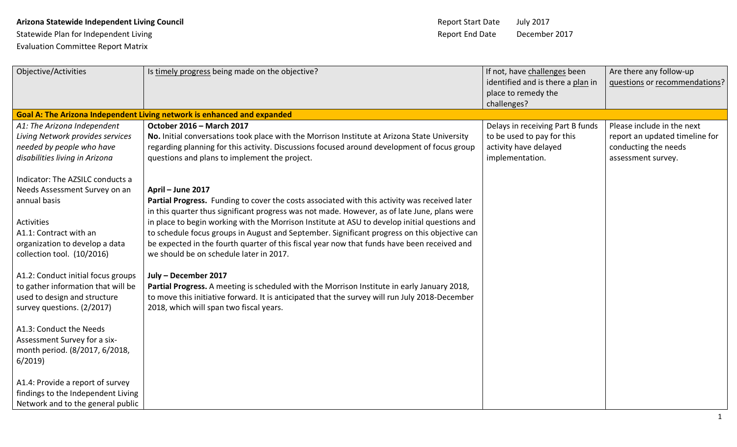**Arizona Statewide Independent Living Council**

Statewide Plan for Independent Living

Evaluation Committee Report Matrix

Report Start Date July 2017

Report End Date December 2017

| Objective/Activities | Is timely progress being made on the objective? | If not, have challenges been identified and is there a plan in place to remedy the challenges? | Are there any follow-up questions or recommendations? |
|---|---|---|---|
| **Goal A: The Arizona Independent Living network is enhanced and expanded** | | | |
| *A1: The Arizona Independent Living Network provides services needed by people who have disabilities living in Arizona*<br><br>Indicator: The AZSILC conducts a Needs Assessment Survey on an annual basis<br><br>Activities<br>A1.1: Contract with an organization to develop a data collection tool. (10/2016)<br><br>A1.2: Conduct initial focus groups to gather information that will be used to design and structure survey questions. (2/2017)<br><br>A1.3: Conduct the Needs Assessment Survey for a six-month period. (8/2017, 6/2018, 6/2019)<br><br>A1.4: Provide a report of survey findings to the Independent Living Network and to the general public | **October 2016 – March 2017**<br>**No.** Initial conversations took place with the Morrison Institute at Arizona State University regarding planning for this activity. Discussions focused around development of focus group questions and plans to implement the project.<br><br>**April – June 2017**<br>**Partial Progress.** Funding to cover the costs associated with this activity was received later in this quarter thus significant progress was not made. However, as of late June, plans were in place to begin working with the Morrison Institute at ASU to develop initial questions and to schedule focus groups in August and September. Significant progress on this objective can be expected in the fourth quarter of this fiscal year now that funds have been received and we should be on schedule later in 2017.<br><br>**July – December 2017**<br>**Partial Progress.** A meeting is scheduled with the Morrison Institute in early January 2018, to move this initiative forward. It is anticipated that the survey will run July 2018-December 2018, which will span two fiscal years. | Delays in receiving Part B funds to be used to pay for this activity have delayed implementation. | Please include in the next report an updated timeline for conducting the needs assessment survey. |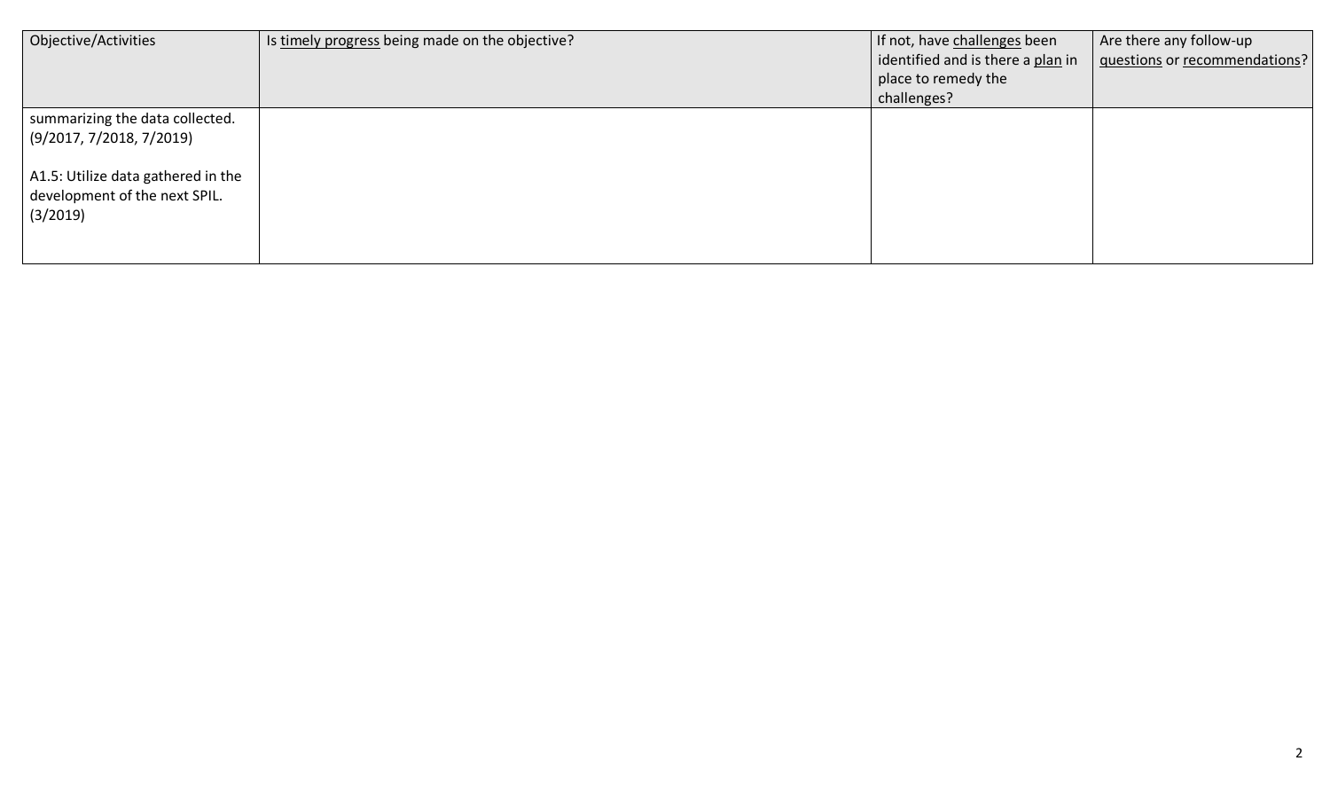| Objective/Activities | Is timely progress being made on the objective? | If not, have challenges been identified and is there a plan in place to remedy the challenges? | Are there any follow-up questions or recommendations? |
| --- | --- | --- | --- |
| summarizing the data collected. (9/2017, 7/2018, 7/2019)<br><br>A1.5: Utilize data gathered in the development of the next SPIL. (3/2019) | | | |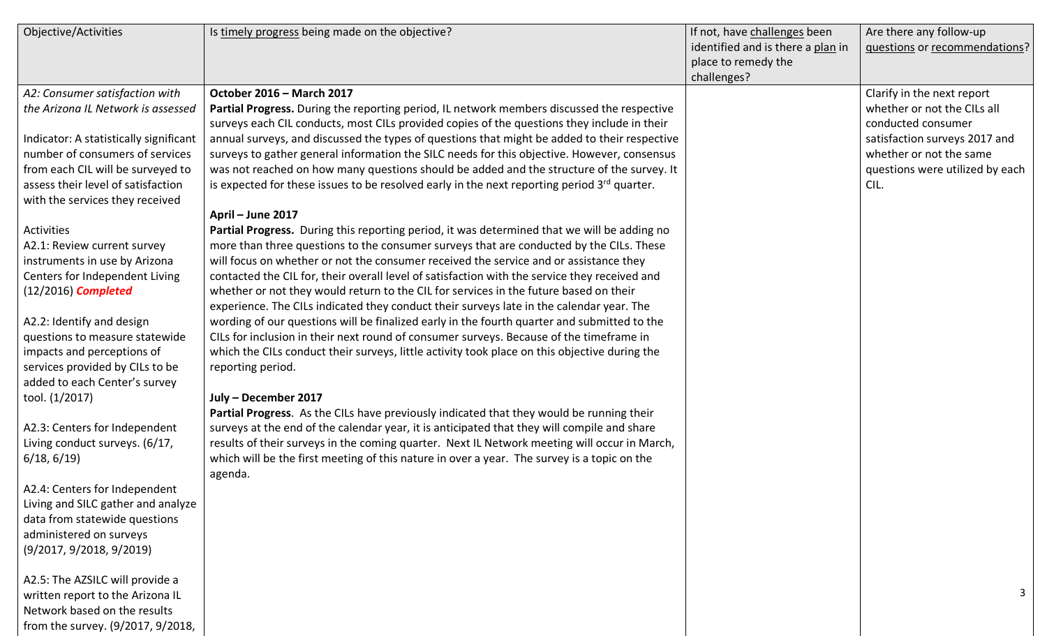| Objective/Activities | Is timely progress being made on the objective? | If not, have challenges been identified and is there a plan in place to remedy the challenges? | Are there any follow-up questions or recommendations? |
| --- | --- | --- | --- |
| *A2: Consumer satisfaction with the Arizona IL Network is assessed*<br><br>Indicator: A statistically significant number of consumers of services from each CIL will be surveyed to assess their level of satisfaction with the services they received<br><br>Activities<br>A2.1: Review current survey instruments in use by Arizona Centers for Independent Living (12/2016) ***Completed***<br><br>A2.2: Identify and design questions to measure statewide impacts and perceptions of services provided by CILs to be added to each Center's survey tool. (1/2017)<br><br>A2.3: Centers for Independent Living conduct surveys. (6/17, 6/18, 6/19)<br><br>A2.4: Centers for Independent Living and SILC gather and analyze data from statewide questions administered on surveys (9/2017, 9/2018, 9/2019)<br><br>A2.5: The AZSILC will provide a written report to the Arizona IL Network based on the results from the survey. (9/2017, 9/2018, | **October 2016 – March 2017**<br>**Partial Progress.** During the reporting period, IL network members discussed the respective surveys each CIL conducts, most CILs provided copies of the questions they include in their annual surveys, and discussed the types of questions that might be added to their respective surveys to gather general information the SILC needs for this objective. However, consensus was not reached on how many questions should be added and the structure of the survey. It is expected for these issues to be resolved early in the next reporting period 3rd quarter.<br><br>**April – June 2017**<br>**Partial Progress.** During this reporting period, it was determined that we will be adding no more than three questions to the consumer surveys that are conducted by the CILs. These will focus on whether or not the consumer received the service and or assistance they contacted the CIL for, their overall level of satisfaction with the service they received and whether or not they would return to the CIL for services in the future based on their experience. The CILs indicated they conduct their surveys late in the calendar year. The wording of our questions will be finalized early in the fourth quarter and submitted to the CILs for inclusion in their next round of consumer surveys. Because of the timeframe in which the CILs conduct their surveys, little activity took place on this objective during the reporting period.<br><br>**July – December 2017**<br>**Partial Progress**. As the CILs have previously indicated that they would be running their surveys at the end of the calendar year, it is anticipated that they will compile and share results of their surveys in the coming quarter. Next IL Network meeting will occur in March, which will be the first meeting of this nature in over a year. The survey is a topic on the agenda. | | Clarify in the next report whether or not the CILs all conducted consumer satisfaction surveys 2017 and whether or not the same questions were utilized by each CIL. |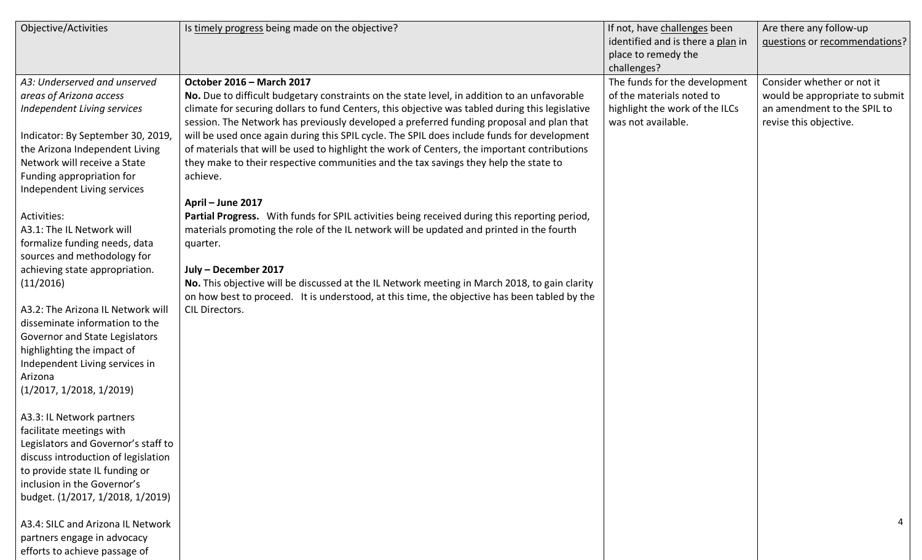| Objective/Activities | Is timely progress being made on the objective? | If not, have challenges been identified and is there a plan in place to remedy the challenges? | Are there any follow-up questions or recommendations? |
| --- | --- | --- | --- |
| *A3: Underserved and unserved areas of Arizona access Independent Living services*<br><br>Indicator: By September 30, 2019, the Arizona Independent Living Network will receive a State Funding appropriation for Independent Living services<br><br>Activities:<br>A3.1: The IL Network will formalize funding needs, data sources and methodology for achieving state appropriation. (11/2016)<br><br>A3.2: The Arizona IL Network will disseminate information to the Governor and State Legislators highlighting the impact of Independent Living services in Arizona (1/2017, 1/2018, 1/2019)<br><br>A3.3: IL Network partners facilitate meetings with Legislators and Governor's staff to discuss introduction of legislation to provide state IL funding or inclusion in the Governor's budget. (1/2017, 1/2018, 1/2019)<br><br>A3.4: SILC and Arizona IL Network partners engage in advocacy efforts to achieve passage of | **October 2016 – March 2017**<br>**No.** Due to difficult budgetary constraints on the state level, in addition to an unfavorable climate for securing dollars to fund Centers, this objective was tabled during this legislative session. The Network has previously developed a preferred funding proposal and plan that will be used once again during this SPIL cycle. The SPIL does include funds for development of materials that will be used to highlight the work of Centers, the important contributions they make to their respective communities and the tax savings they help the state to achieve.<br><br>**April – June 2017**<br>**Partial Progress.** With funds for SPIL activities being received during this reporting period, materials promoting the role of the IL network will be updated and printed in the fourth quarter.<br><br>**July – December 2017**<br>**No.** This objective will be discussed at the IL Network meeting in March 2018, to gain clarity on how best to proceed. It is understood, at this time, the objective has been tabled by the CIL Directors. | The funds for the development of the materials noted to highlight the work of the ILCs was not available. | Consider whether or not it would be appropriate to submit an amendment to the SPIL to revise this objective. |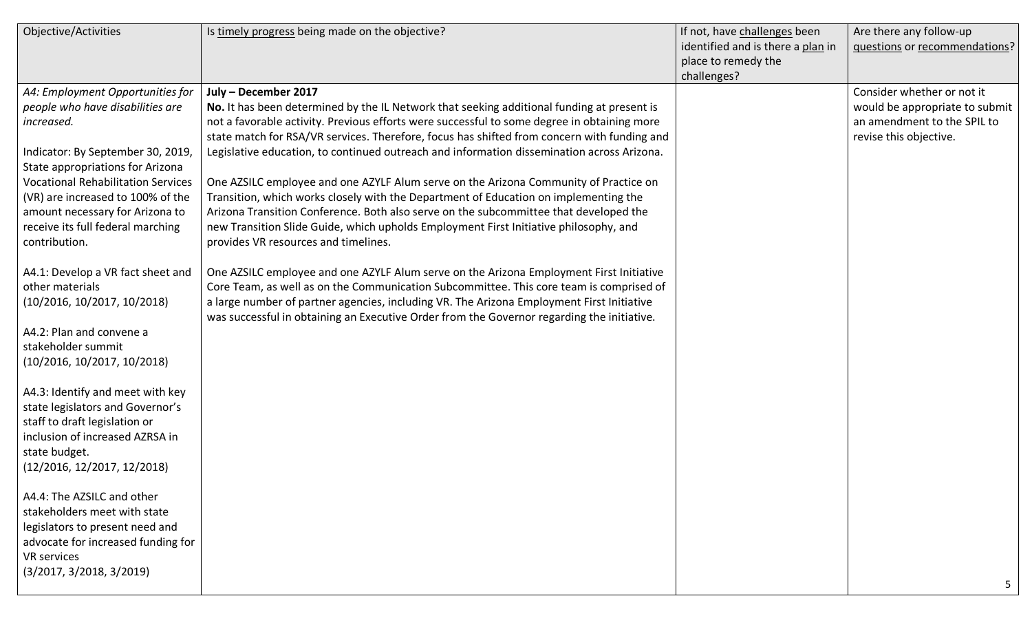| Objective/Activities | Is timely progress being made on the objective? | If not, have challenges been identified and is there a plan in place to remedy the challenges? | Are there any follow-up questions or recommendations? |
|---|---|---|---|
| *A4: Employment Opportunities for people who have disabilities are increased.*<br><br>Indicator: By September 30, 2019, State appropriations for Arizona Vocational Rehabilitation Services (VR) are increased to 100% of the amount necessary for Arizona to receive its full federal marching contribution.<br><br>A4.1: Develop a VR fact sheet and other materials (10/2016, 10/2017, 10/2018)<br><br>A4.2: Plan and convene a stakeholder summit (10/2016, 10/2017, 10/2018)<br><br>A4.3: Identify and meet with key state legislators and Governor's staff to draft legislation or inclusion of increased AZRSA in state budget. (12/2016, 12/2017, 12/2018)<br><br>A4.4: The AZSILC and other stakeholders meet with state legislators to present need and advocate for increased funding for VR services (3/2017, 3/2018, 3/2019) | **July – December 2017**<br>**No.** It has been determined by the IL Network that seeking additional funding at present is not a favorable activity. Previous efforts were successful to some degree in obtaining more state match for RSA/VR services. Therefore, focus has shifted from concern with funding and Legislative education, to continued outreach and information dissemination across Arizona.<br><br>One AZSILC employee and one AZYLF Alum serve on the Arizona Community of Practice on Transition, which works closely with the Department of Education on implementing the Arizona Transition Conference. Both also serve on the subcommittee that developed the new Transition Slide Guide, which upholds Employment First Initiative philosophy, and provides VR resources and timelines.<br><br>One AZSILC employee and one AZYLF Alum serve on the Arizona Employment First Initiative Core Team, as well as on the Communication Subcommittee. This core team is comprised of a large number of partner agencies, including VR. The Arizona Employment First Initiative was successful in obtaining an Executive Order from the Governor regarding the initiative. | | Consider whether or not it would be appropriate to submit an amendment to the SPIL to revise this objective. |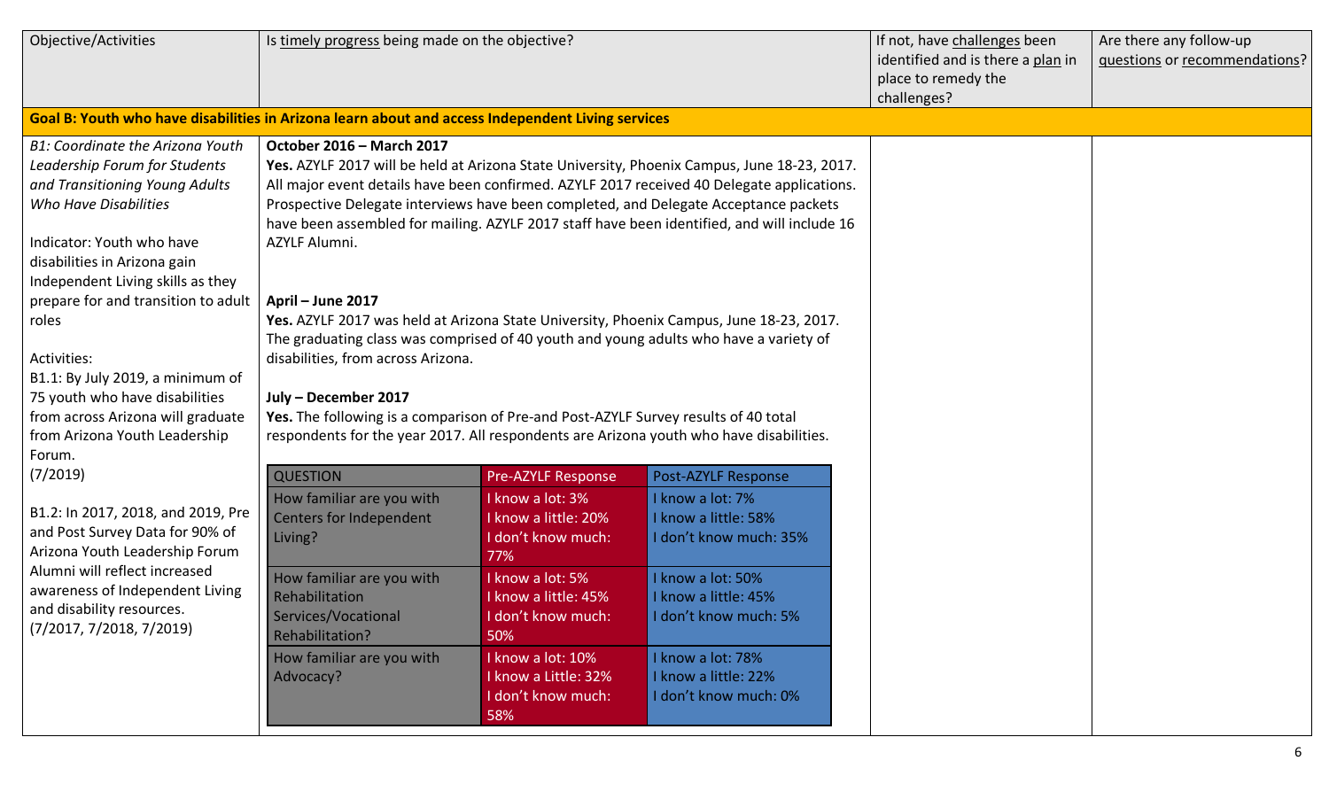| Objective/Activities | Is timely progress being made on the objective? | If not, have challenges been identified and is there a plan in place to remedy the challenges? | Are there any follow-up questions or recommendations? |
|---|---|---|---|
| **Goal B: Youth who have disabilities in Arizona learn about and access Independent Living services** | | | |
| *B1: Coordinate the Arizona Youth Leadership Forum for Students and Transitioning Young Adults Who Have Disabilities*<br><br>Indicator: Youth who have disabilities in Arizona gain Independent Living skills as they prepare for and transition to adult roles<br><br>Activities:<br>B1.1: By July 2019, a minimum of 75 youth who have disabilities from across Arizona will graduate from Arizona Youth Leadership Forum.<br>(7/2019)<br><br>B1.2: In 2017, 2018, and 2019, Pre and Post Survey Data for 90% of Arizona Youth Leadership Forum Alumni will reflect increased awareness of Independent Living and disability resources.<br>(7/2017, 7/2018, 7/2019) | **October 2016 – March 2017**<br>**Yes.** AZYLF 2017 will be held at Arizona State University, Phoenix Campus, June 18-23, 2017. All major event details have been confirmed. AZYLF 2017 received 40 Delegate applications. Prospective Delegate interviews have been completed, and Delegate Acceptance packets have been assembled for mailing. AZYLF 2017 staff have been identified, and will include 16 AZYLF Alumni.<br><br>**April – June 2017**<br>**Yes.** AZYLF 2017 was held at Arizona State University, Phoenix Campus, June 18-23, 2017. The graduating class was comprised of 40 youth and young adults who have a variety of disabilities, from across Arizona.<br><br>**July – December 2017**<br>**Yes.** The following is a comparison of Pre-and Post-AZYLF Survey results of 40 total respondents for the year 2017. All respondents are Arizona youth who have disabilities. | | |

| QUESTION | Pre-AZYLF Response | Post-AZYLF Response |
|---|---|---|
| How familiar are you with Centers for Independent Living? | I know a lot: 3%<br>I know a little: 20%<br>I don't know much: 77% | I know a lot: 7%<br>I know a little: 58%<br>I don't know much: 35% |
| How familiar are you with Rehabilitation Services/Vocational Rehabilitation? | I know a lot: 5%<br>I know a little: 45%<br>I don't know much: 50% | I know a lot: 50%<br>I know a little: 45%<br>I don't know much: 5% |
| How familiar are you with Advocacy? | I know a lot: 10%<br>I know a Little: 32%<br>I don't know much: 58% | I know a lot: 78%<br>I know a little: 22%<br>I don't know much: 0% |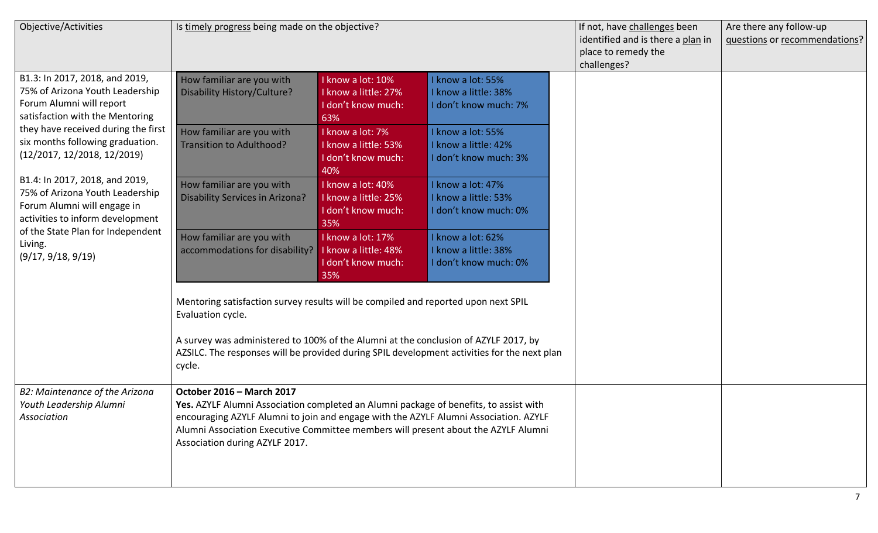| Objective/Activities | Is timely progress being made on the objective? | If not, have challenges been identified and is there a plan in place to remedy the challenges? | Are there any follow-up questions or recommendations? |
|---|---|---|---|
| B1.3: In 2017, 2018, and 2019, 75% of Arizona Youth Leadership Forum Alumni will report satisfaction with the Mentoring they have received during the first six months following graduation. (12/2017, 12/2018, 12/2019)<br><br>B1.4: In 2017, 2018, and 2019, 75% of Arizona Youth Leadership Forum Alumni will engage in activities to inform development of the State Plan for Independent Living. (9/17, 9/18, 9/19) | How familiar are you with Disability History/Culture? — I know a lot: 10%; I know a little: 27%; I don't know much: 63% — I know a lot: 55%; I know a little: 38%; I don't know much: 7%<br><br>How familiar are you with Transition to Adulthood? — I know a lot: 7%; I know a little: 53%; I don't know much: 40% — I know a lot: 55%; I know a little: 42%; I don't know much: 3%<br><br>How familiar are you with Disability Services in Arizona? — I know a lot: 40%; I know a little: 25%; I don't know much: 35% — I know a lot: 47%; I know a little: 53%; I don't know much: 0%<br><br>How familiar are you with accommodations for disability? — I know a lot: 17%; I know a little: 48%; I don't know much: 35% — I know a lot: 62%; I know a little: 38%; I don't know much: 0%<br><br>Mentoring satisfaction survey results will be compiled and reported upon next SPIL Evaluation cycle.<br><br>A survey was administered to 100% of the Alumni at the conclusion of AZYLF 2017, by AZSILC. The responses will be provided during SPIL development activities for the next plan cycle. | | |
| *B2: Maintenance of the Arizona Youth Leadership Alumni Association* | **October 2016 – March 2017**<br>**Yes.** AZYLF Alumni Association completed an Alumni package of benefits, to assist with encouraging AZYLF Alumni to join and engage with the AZYLF Alumni Association. AZYLF Alumni Association Executive Committee members will present about the AZYLF Alumni Association during AZYLF 2017. | | |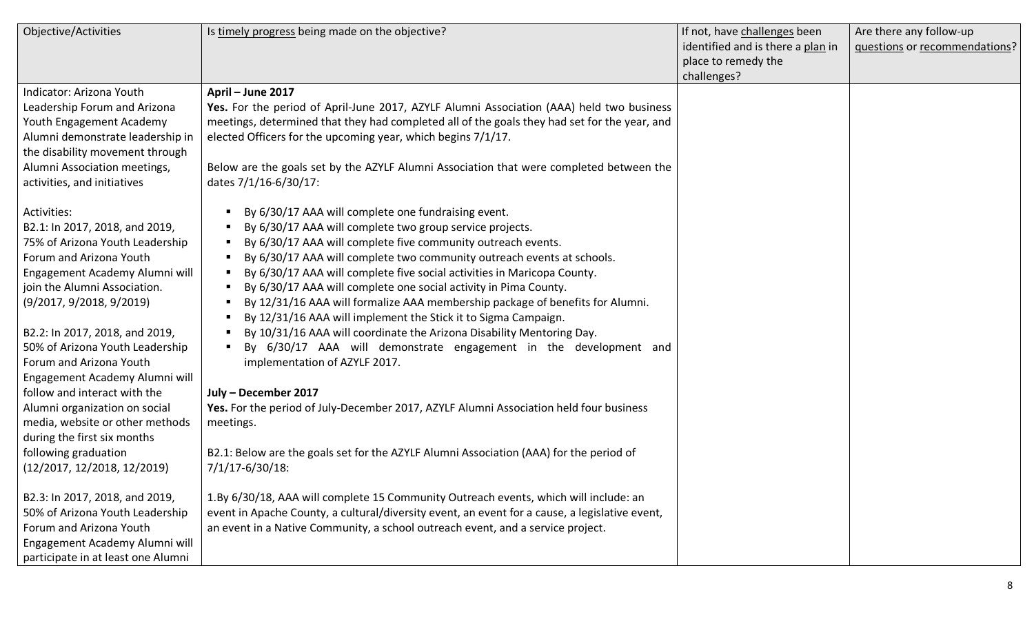| Objective/Activities | Is timely progress being made on the objective? | If not, have challenges been identified and is there a plan in place to remedy the challenges? | Are there any follow-up questions or recommendations? |
|---|---|---|---|
| Indicator: Arizona Youth Leadership Forum and Arizona Youth Engagement Academy Alumni demonstrate leadership in the disability movement through Alumni Association meetings, activities, and initiatives<br><br>Activities:<br>B2.1: In 2017, 2018, and 2019, 75% of Arizona Youth Leadership Forum and Arizona Youth Engagement Academy Alumni will join the Alumni Association. (9/2017, 9/2018, 9/2019)<br><br>B2.2: In 2017, 2018, and 2019, 50% of Arizona Youth Leadership Forum and Arizona Youth Engagement Academy Alumni will follow and interact with the Alumni organization on social media, website or other methods during the first six months following graduation (12/2017, 12/2018, 12/2019)<br><br>B2.3: In 2017, 2018, and 2019, 50% of Arizona Youth Leadership Forum and Arizona Youth Engagement Academy Alumni will participate in at least one Alumni | **April – June 2017**<br>**Yes.** For the period of April-June 2017, AZYLF Alumni Association (AAA) held two business meetings, determined that they had completed all of the goals they had set for the year, and elected Officers for the upcoming year, which begins 7/1/17.<br><br>Below are the goals set by the AZYLF Alumni Association that were completed between the dates 7/1/16-6/30/17:<br><br>▪ By 6/30/17 AAA will complete one fundraising event.<br>▪ By 6/30/17 AAA will complete two group service projects.<br>▪ By 6/30/17 AAA will complete five community outreach events.<br>▪ By 6/30/17 AAA will complete two community outreach events at schools.<br>▪ By 6/30/17 AAA will complete five social activities in Maricopa County.<br>▪ By 6/30/17 AAA will complete one social activity in Pima County.<br>▪ By 12/31/16 AAA will formalize AAA membership package of benefits for Alumni.<br>▪ By 12/31/16 AAA will implement the Stick it to Sigma Campaign.<br>▪ By 10/31/16 AAA will coordinate the Arizona Disability Mentoring Day.<br>▪ By 6/30/17 AAA will demonstrate engagement in the development and implementation of AZYLF 2017.<br><br>**July – December 2017**<br>**Yes.** For the period of July-December 2017, AZYLF Alumni Association held four business meetings.<br><br>B2.1: Below are the goals set for the AZYLF Alumni Association (AAA) for the period of 7/1/17-6/30/18:<br><br>1.By 6/30/18, AAA will complete 15 Community Outreach events, which will include: an event in Apache County, a cultural/diversity event, an event for a cause, a legislative event, an event in a Native Community, a school outreach event, and a service project. | | |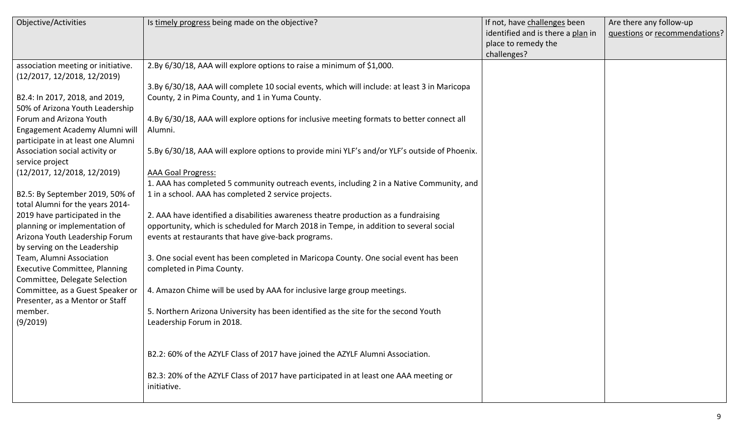| Objective/Activities | Is timely progress being made on the objective? | If not, have challenges been identified and is there a plan in place to remedy the challenges? | Are there any follow-up questions or recommendations? |
| --- | --- | --- | --- |
| association meeting or initiative. (12/2017, 12/2018, 12/2019)<br><br>B2.4: In 2017, 2018, and 2019, 50% of Arizona Youth Leadership Forum and Arizona Youth Engagement Academy Alumni will participate in at least one Alumni Association social activity or service project (12/2017, 12/2018, 12/2019)<br><br>B2.5: By September 2019, 50% of total Alumni for the years 2014-2019 have participated in the planning or implementation of Arizona Youth Leadership Forum by serving on the Leadership Team, Alumni Association Executive Committee, Planning Committee, Delegate Selection Committee, as a Guest Speaker or Presenter, as a Mentor or Staff member. (9/2019) | 2.By 6/30/18, AAA will explore options to raise a minimum of $1,000.<br><br>3.By 6/30/18, AAA will complete 10 social events, which will include: at least 3 in Maricopa County, 2 in Pima County, and 1 in Yuma County.<br><br>4.By 6/30/18, AAA will explore options for inclusive meeting formats to better connect all Alumni.<br><br>5.By 6/30/18, AAA will explore options to provide mini YLF's and/or YLF's outside of Phoenix.<br><br>AAA Goal Progress:<br>1. AAA has completed 5 community outreach events, including 2 in a Native Community, and 1 in a school. AAA has completed 2 service projects.<br><br>2. AAA have identified a disabilities awareness theatre production as a fundraising opportunity, which is scheduled for March 2018 in Tempe, in addition to several social events at restaurants that have give-back programs.<br><br>3. One social event has been completed in Maricopa County. One social event has been completed in Pima County.<br><br>4. Amazon Chime will be used by AAA for inclusive large group meetings.<br><br>5. Northern Arizona University has been identified as the site for the second Youth Leadership Forum in 2018.<br><br>B2.2: 60% of the AZYLF Class of 2017 have joined the AZYLF Alumni Association.<br><br>B2.3: 20% of the AZYLF Class of 2017 have participated in at least one AAA meeting or initiative. | | |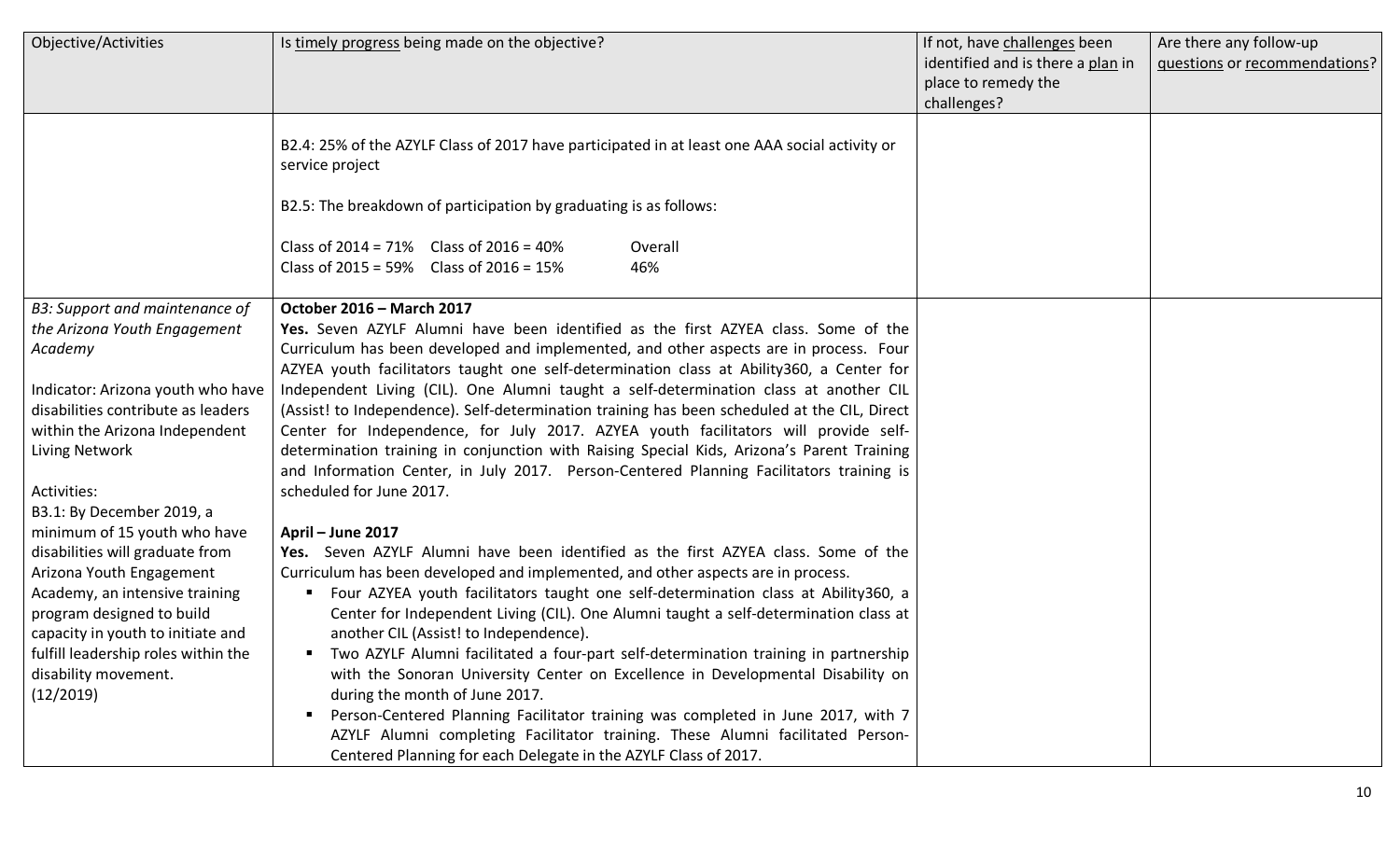| Objective/Activities | Is timely progress being made on the objective? | If not, have challenges been identified and is there a plan in place to remedy the challenges? | Are there any follow-up questions or recommendations? |
|---|---|---|---|
| | B2.4: 25% of the AZYLF Class of 2017 have participated in at least one AAA social activity or service project<br><br>B2.5: The breakdown of participation by graduating is as follows:<br><br>Class of 2014 = 71% Class of 2016 = 40% Overall<br>Class of 2015 = 59% Class of 2016 = 15% 46% | | |
| *B3: Support and maintenance of the Arizona Youth Engagement Academy*<br><br>Indicator: Arizona youth who have disabilities contribute as leaders within the Arizona Independent Living Network<br><br>Activities:<br>B3.1: By December 2019, a minimum of 15 youth who have disabilities will graduate from Arizona Youth Engagement Academy, an intensive training program designed to build capacity in youth to initiate and fulfill leadership roles within the disability movement.<br>(12/2019) | **October 2016 – March 2017**<br>**Yes.** Seven AZYLF Alumni have been identified as the first AZYEA class. Some of the Curriculum has been developed and implemented, and other aspects are in process. Four AZYEA youth facilitators taught one self-determination class at Ability360, a Center for Independent Living (CIL). One Alumni taught a self-determination class at another CIL (Assist! to Independence). Self-determination training has been scheduled at the CIL, Direct Center for Independence, for July 2017. AZYEA youth facilitators will provide self-determination training in conjunction with Raising Special Kids, Arizona's Parent Training and Information Center, in July 2017. Person-Centered Planning Facilitators training is scheduled for June 2017.<br><br>**April – June 2017**<br>**Yes.** Seven AZYLF Alumni have been identified as the first AZYEA class. Some of the Curriculum has been developed and implemented, and other aspects are in process.<br>▪ Four AZYEA youth facilitators taught one self-determination class at Ability360, a Center for Independent Living (CIL). One Alumni taught a self-determination class at another CIL (Assist! to Independence).<br>▪ Two AZYLF Alumni facilitated a four-part self-determination training in partnership with the Sonoran University Center on Excellence in Developmental Disability on during the month of June 2017.<br>▪ Person-Centered Planning Facilitator training was completed in June 2017, with 7 AZYLF Alumni completing Facilitator training. These Alumni facilitated Person-Centered Planning for each Delegate in the AZYLF Class of 2017. | | |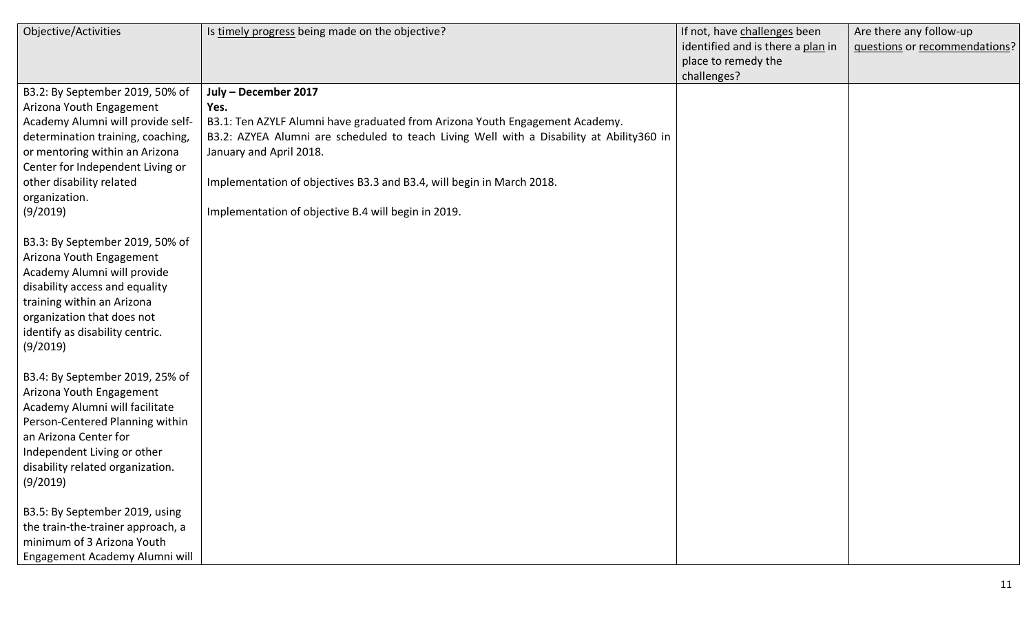| Objective/Activities | Is timely progress being made on the objective? | If not, have challenges been identified and is there a plan in place to remedy the challenges? | Are there any follow-up questions or recommendations? |
|---|---|---|---|
| B3.2: By September 2019, 50% of Arizona Youth Engagement Academy Alumni will provide self-determination training, coaching, or mentoring within an Arizona Center for Independent Living or other disability related organization. (9/2019)<br><br>B3.3: By September 2019, 50% of Arizona Youth Engagement Academy Alumni will provide disability access and equality training within an Arizona organization that does not identify as disability centric. (9/2019)<br><br>B3.4: By September 2019, 25% of Arizona Youth Engagement Academy Alumni will facilitate Person-Centered Planning within an Arizona Center for Independent Living or other disability related organization. (9/2019)<br><br>B3.5: By September 2019, using the train-the-trainer approach, a minimum of 3 Arizona Youth Engagement Academy Alumni will | **July – December 2017**<br>**Yes.**<br>B3.1: Ten AZYLF Alumni have graduated from Arizona Youth Engagement Academy.<br>B3.2: AZYEA Alumni are scheduled to teach Living Well with a Disability at Ability360 in January and April 2018.<br><br>Implementation of objectives B3.3 and B3.4, will begin in March 2018.<br><br>Implementation of objective B.4 will begin in 2019. | | |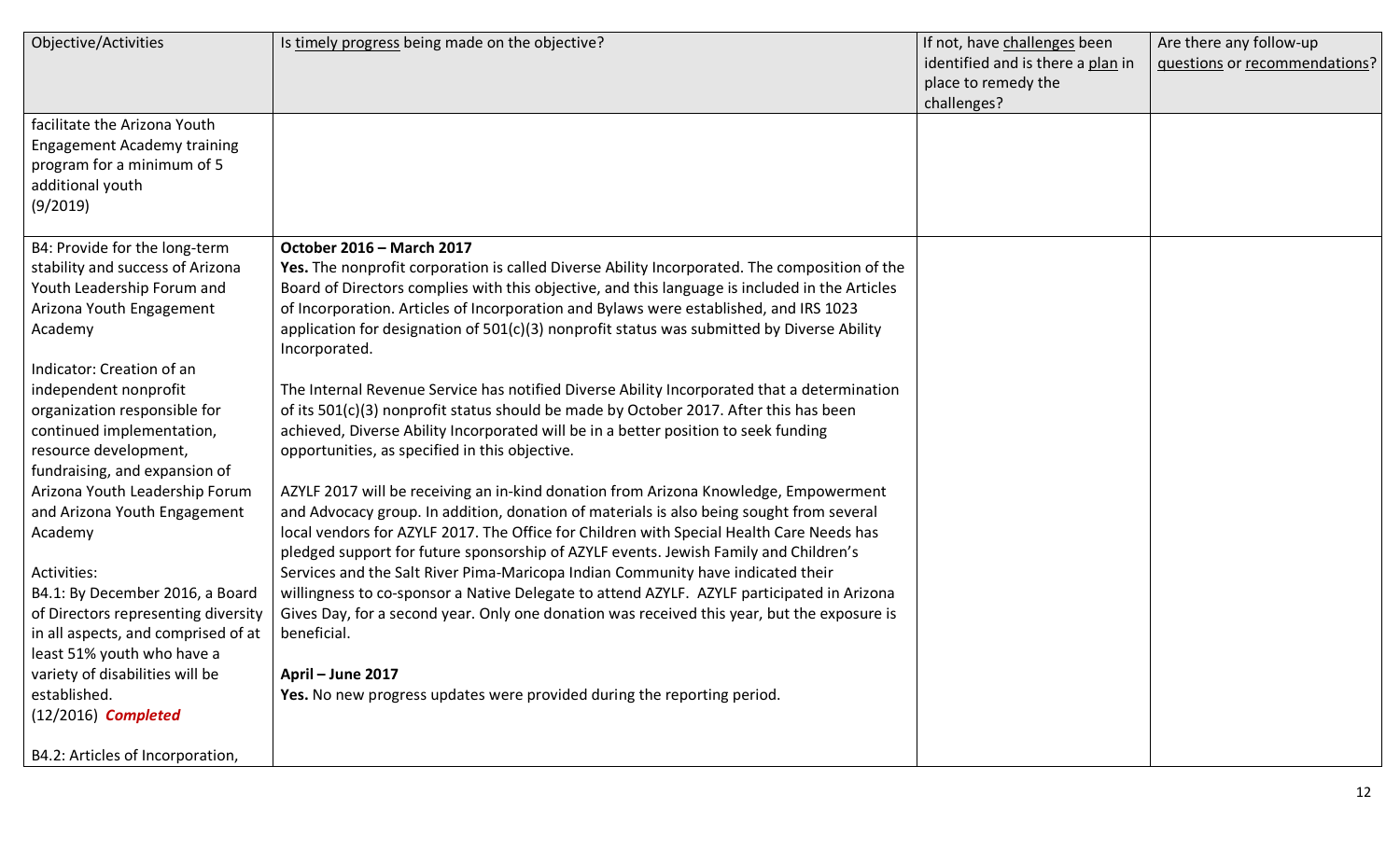| Objective/Activities | Is timely progress being made on the objective? | If not, have challenges been identified and is there a plan in place to remedy the challenges? | Are there any follow-up questions or recommendations? |
|---|---|---|---|
| facilitate the Arizona Youth Engagement Academy training program for a minimum of 5 additional youth (9/2019) | | | |
| B4: Provide for the long-term stability and success of Arizona Youth Leadership Forum and Arizona Youth Engagement Academy<br><br>Indicator: Creation of an independent nonprofit organization responsible for continued implementation, resource development, fundraising, and expansion of Arizona Youth Leadership Forum and Arizona Youth Engagement Academy<br><br>Activities:<br>B4.1: By December 2016, a Board of Directors representing diversity in all aspects, and comprised of at least 51% youth who have a variety of disabilities will be established. (12/2016) ***Completed***<br><br>B4.2: Articles of Incorporation, | **October 2016 – March 2017**<br>**Yes.** The nonprofit corporation is called Diverse Ability Incorporated. The composition of the Board of Directors complies with this objective, and this language is included in the Articles of Incorporation. Articles of Incorporation and Bylaws were established, and IRS 1023 application for designation of 501(c)(3) nonprofit status was submitted by Diverse Ability Incorporated.<br><br>The Internal Revenue Service has notified Diverse Ability Incorporated that a determination of its 501(c)(3) nonprofit status should be made by October 2017. After this has been achieved, Diverse Ability Incorporated will be in a better position to seek funding opportunities, as specified in this objective.<br><br>AZYLF 2017 will be receiving an in-kind donation from Arizona Knowledge, Empowerment and Advocacy group. In addition, donation of materials is also being sought from several local vendors for AZYLF 2017. The Office for Children with Special Health Care Needs has pledged support for future sponsorship of AZYLF events. Jewish Family and Children's Services and the Salt River Pima-Maricopa Indian Community have indicated their willingness to co-sponsor a Native Delegate to attend AZYLF. AZYLF participated in Arizona Gives Day, for a second year. Only one donation was received this year, but the exposure is beneficial.<br><br>**April – June 2017**<br>**Yes.** No new progress updates were provided during the reporting period. | | |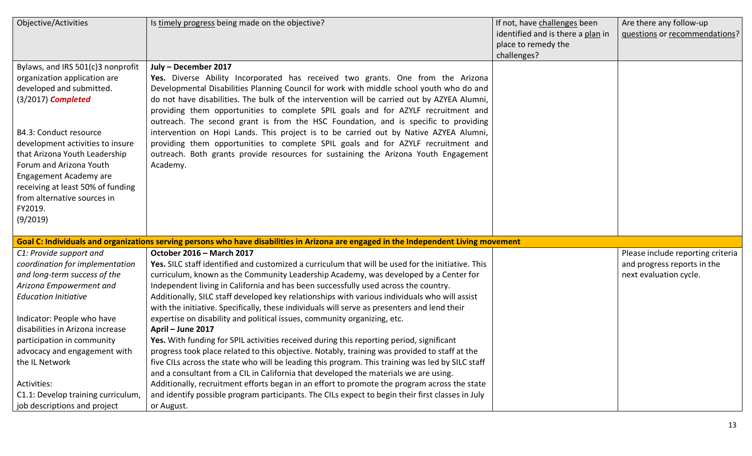| Objective/Activities | Is timely progress being made on the objective? | If not, have challenges been identified and is there a plan in place to remedy the challenges? | Are there any follow-up questions or recommendations? |
|---|---|---|---|
| Bylaws, and IRS 501(c)3 nonprofit organization application are developed and submitted. (3/2017) ***Completed***<br><br>B4.3: Conduct resource development activities to insure that Arizona Youth Leadership Forum and Arizona Youth Engagement Academy are receiving at least 50% of funding from alternative sources in FY2019. (9/2019) | **July – December 2017**<br>**Yes.** Diverse Ability Incorporated has received two grants. One from the Arizona Developmental Disabilities Planning Council for work with middle school youth who do and do not have disabilities. The bulk of the intervention will be carried out by AZYEA Alumni, providing them opportunities to complete SPIL goals and for AZYLF recruitment and outreach. The second grant is from the HSC Foundation, and is specific to providing intervention on Hopi Lands. This project is to be carried out by Native AZYEA Alumni, providing them opportunities to complete SPIL goals and for AZYLF recruitment and outreach. Both grants provide resources for sustaining the Arizona Youth Engagement Academy. | | |
| **Goal C: Individuals and organizations serving persons who have disabilities in Arizona are engaged in the Independent Living movement** | | | |
| *C1: Provide support and coordination for implementation and long-term success of the Arizona Empowerment and Education Initiative*<br><br>Indicator: People who have disabilities in Arizona increase participation in community advocacy and engagement with the IL Network<br><br>Activities:<br>C1.1: Develop training curriculum, job descriptions and project | **October 2016 – March 2017**<br>**Yes.** SILC staff identified and customized a curriculum that will be used for the initiative. This curriculum, known as the Community Leadership Academy, was developed by a Center for Independent living in California and has been successfully used across the country. Additionally, SILC staff developed key relationships with various individuals who will assist with the initiative. Specifically, these individuals will serve as presenters and lend their expertise on disability and political issues, community organizing, etc.<br>**April – June 2017**<br>**Yes.** With funding for SPIL activities received during this reporting period, significant progress took place related to this objective. Notably, training was provided to staff at the five CILs across the state who will be leading this program. This training was led by SILC staff and a consultant from a CIL in California that developed the materials we are using. Additionally, recruitment efforts began in an effort to promote the program across the state and identify possible program participants. The CILs expect to begin their first classes in July or August. | | Please include reporting criteria and progress reports in the next evaluation cycle. |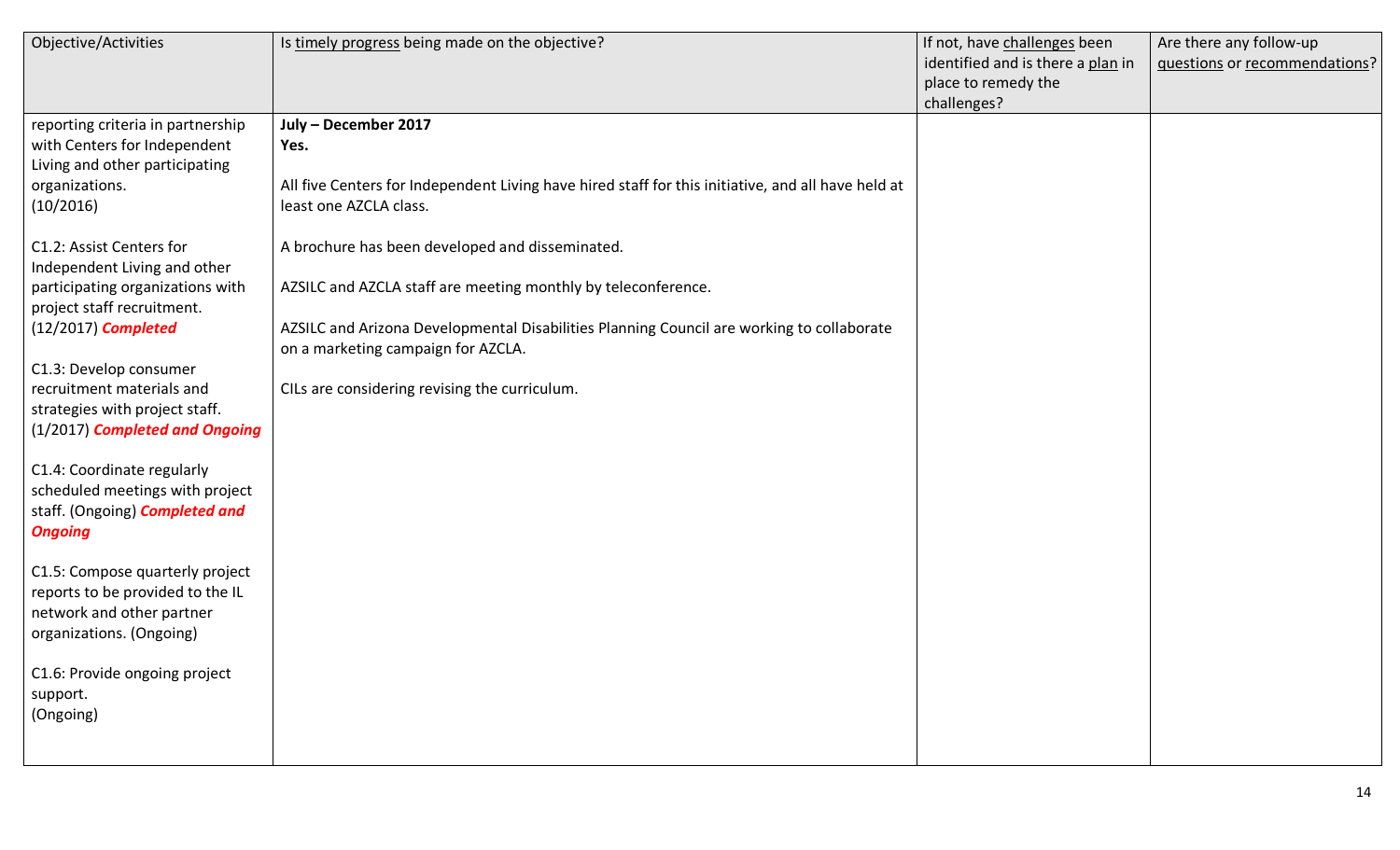| Objective/Activities | Is timely progress being made on the objective? | If not, have challenges been identified and is there a plan in place to remedy the challenges? | Are there any follow-up questions or recommendations? |
|---|---|---|---|
| reporting criteria in partnership with Centers for Independent Living and other participating organizations. (10/2016)<br><br>C1.2: Assist Centers for Independent Living and other participating organizations with project staff recruitment. (12/2017) ***Completed***<br><br>C1.3: Develop consumer recruitment materials and strategies with project staff. (1/2017) ***Completed and Ongoing***<br><br>C1.4: Coordinate regularly scheduled meetings with project staff. (Ongoing) ***Completed and Ongoing***<br><br>C1.5: Compose quarterly project reports to be provided to the IL network and other partner organizations. (Ongoing)<br><br>C1.6: Provide ongoing project support. (Ongoing) | **July – December 2017**<br>**Yes.**<br><br>All five Centers for Independent Living have hired staff for this initiative, and all have held at least one AZCLA class.<br><br>A brochure has been developed and disseminated.<br><br>AZSILC and AZCLA staff are meeting monthly by teleconference.<br><br>AZSILC and Arizona Developmental Disabilities Planning Council are working to collaborate on a marketing campaign for AZCLA.<br><br>CILs are considering revising the curriculum. | | |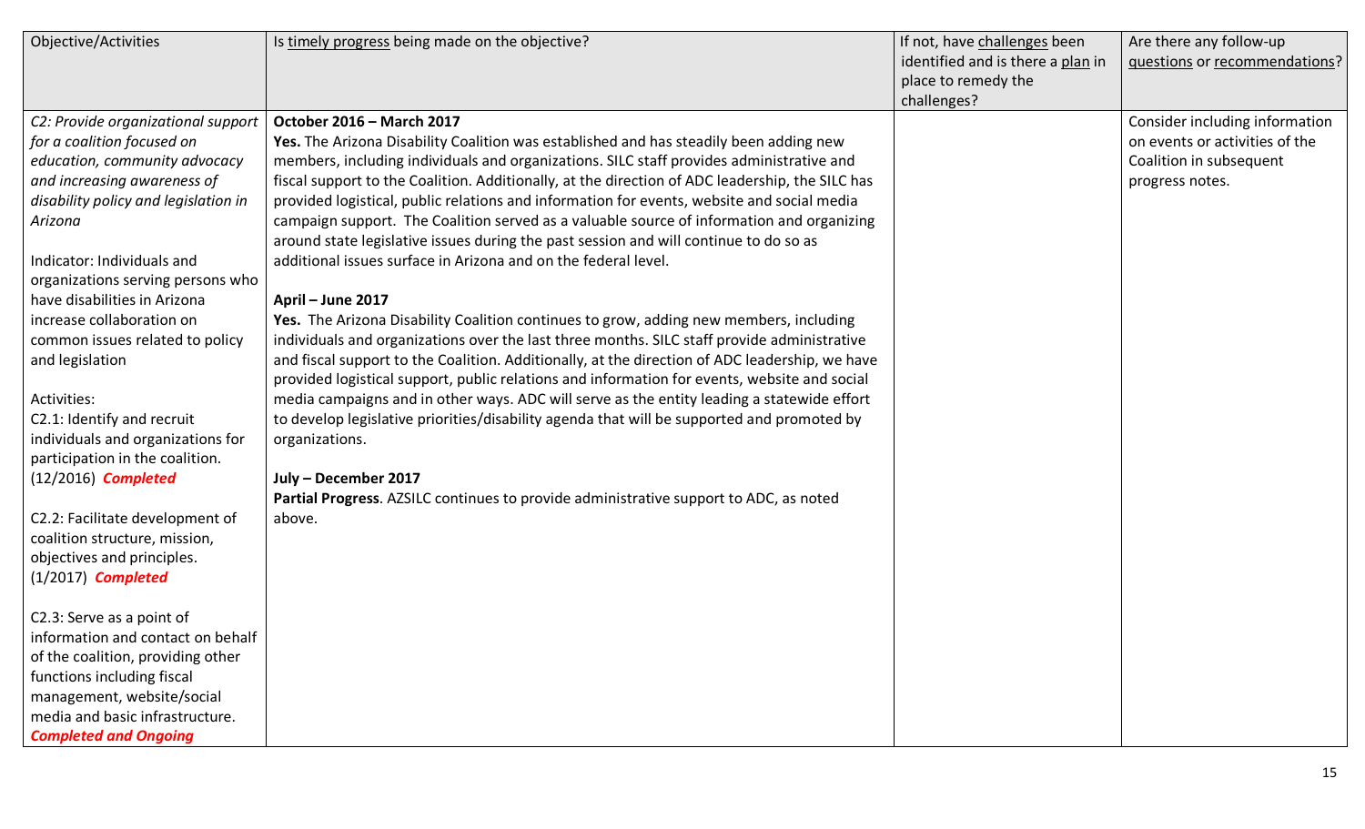| Objective/Activities | Is timely progress being made on the objective? | If not, have challenges been identified and is there a plan in place to remedy the challenges? | Are there any follow-up questions or recommendations? |
|---|---|---|---|
| *C2: Provide organizational support for a coalition focused on education, community advocacy and increasing awareness of disability policy and legislation in Arizona*<br><br>Indicator: Individuals and organizations serving persons who have disabilities in Arizona increase collaboration on common issues related to policy and legislation<br><br>Activities:<br>C2.1: Identify and recruit individuals and organizations for participation in the coalition. (12/2016) ***Completed***<br><br>C2.2: Facilitate development of coalition structure, mission, objectives and principles. (1/2017) ***Completed***<br><br>C2.3: Serve as a point of information and contact on behalf of the coalition, providing other functions including fiscal management, website/social media and basic infrastructure. ***Completed and Ongoing*** | **October 2016 – March 2017**<br>**Yes.** The Arizona Disability Coalition was established and has steadily been adding new members, including individuals and organizations. SILC staff provides administrative and fiscal support to the Coalition. Additionally, at the direction of ADC leadership, the SILC has provided logistical, public relations and information for events, website and social media campaign support. The Coalition served as a valuable source of information and organizing around state legislative issues during the past session and will continue to do so as additional issues surface in Arizona and on the federal level.<br><br>**April – June 2017**<br>**Yes.** The Arizona Disability Coalition continues to grow, adding new members, including individuals and organizations over the last three months. SILC staff provide administrative and fiscal support to the Coalition. Additionally, at the direction of ADC leadership, we have provided logistical support, public relations and information for events, website and social media campaigns and in other ways. ADC will serve as the entity leading a statewide effort to develop legislative priorities/disability agenda that will be supported and promoted by organizations.<br><br>**July – December 2017**<br>**Partial Progress**. AZSILC continues to provide administrative support to ADC, as noted above. | | Consider including information on events or activities of the Coalition in subsequent progress notes. |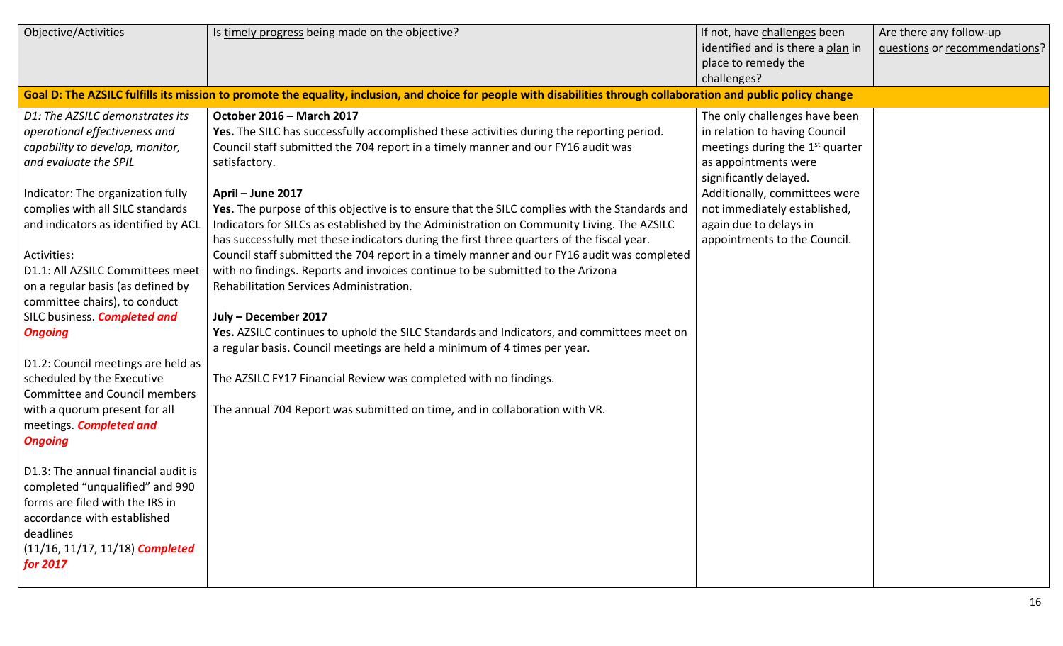| Objective/Activities | Is timely progress being made on the objective? | If not, have challenges been identified and is there a plan in place to remedy the challenges? | Are there any follow-up questions or recommendations? |
| --- | --- | --- | --- |
| **Goal D: The AZSILC fulfills its mission to promote the equality, inclusion, and choice for people with disabilities through collaboration and public policy change** | | | |
| *D1: The AZSILC demonstrates its operational effectiveness and capability to develop, monitor, and evaluate the SPIL*<br><br>Indicator: The organization fully complies with all SILC standards and indicators as identified by ACL<br><br>Activities:<br>D1.1: All AZSILC Committees meet on a regular basis (as defined by committee chairs), to conduct SILC business. ***Completed and Ongoing***<br><br>D1.2: Council meetings are held as scheduled by the Executive Committee and Council members with a quorum present for all meetings. ***Completed and Ongoing***<br><br>D1.3: The annual financial audit is completed "unqualified" and 990 forms are filed with the IRS in accordance with established deadlines (11/16, 11/17, 11/18) ***Completed for 2017*** | **October 2016 – March 2017**<br>**Yes.** The SILC has successfully accomplished these activities during the reporting period. Council staff submitted the 704 report in a timely manner and our FY16 audit was satisfactory.<br><br>**April – June 2017**<br>**Yes.** The purpose of this objective is to ensure that the SILC complies with the Standards and Indicators for SILCs as established by the Administration on Community Living. The AZSILC has successfully met these indicators during the first three quarters of the fiscal year. Council staff submitted the 704 report in a timely manner and our FY16 audit was completed with no findings. Reports and invoices continue to be submitted to the Arizona Rehabilitation Services Administration.<br><br>**July – December 2017**<br>**Yes.** AZSILC continues to uphold the SILC Standards and Indicators, and committees meet on a regular basis. Council meetings are held a minimum of 4 times per year.<br><br>The AZSILC FY17 Financial Review was completed with no findings.<br><br>The annual 704 Report was submitted on time, and in collaboration with VR. | The only challenges have been in relation to having Council meetings during the 1st quarter as appointments were significantly delayed. Additionally, committees were not immediately established, again due to delays in appointments to the Council. | |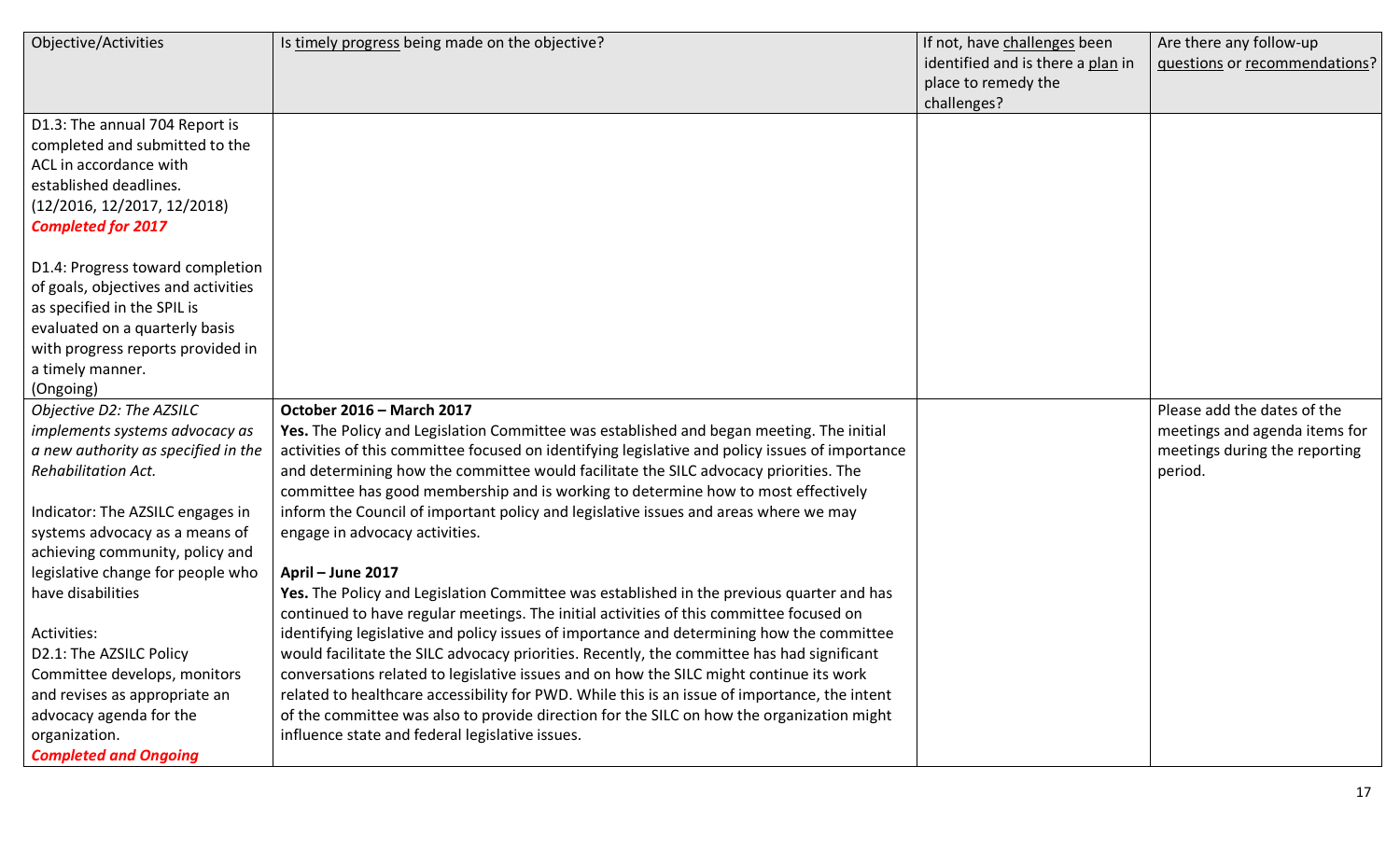| Objective/Activities | Is timely progress being made on the objective? | If not, have challenges been identified and is there a plan in place to remedy the challenges? | Are there any follow-up questions or recommendations? |
| --- | --- | --- | --- |
| D1.3: The annual 704 Report is completed and submitted to the ACL in accordance with established deadlines. (12/2016, 12/2017, 12/2018)<br>***Completed for 2017***<br><br>D1.4: Progress toward completion of goals, objectives and activities as specified in the SPIL is evaluated on a quarterly basis with progress reports provided in a timely manner.<br>(Ongoing) | | | |
| *Objective D2: The AZSILC implements systems advocacy as a new authority as specified in the Rehabilitation Act.*<br><br>Indicator: The AZSILC engages in systems advocacy as a means of achieving community, policy and legislative change for people who have disabilities<br><br>Activities:<br>D2.1: The AZSILC Policy Committee develops, monitors and revises as appropriate an advocacy agenda for the organization.<br>***Completed and Ongoing*** | **October 2016 – March 2017**<br>**Yes.** The Policy and Legislation Committee was established and began meeting. The initial activities of this committee focused on identifying legislative and policy issues of importance and determining how the committee would facilitate the SILC advocacy priorities. The committee has good membership and is working to determine how to most effectively inform the Council of important policy and legislative issues and areas where we may engage in advocacy activities.<br><br>**April – June 2017**<br>**Yes.** The Policy and Legislation Committee was established in the previous quarter and has continued to have regular meetings. The initial activities of this committee focused on identifying legislative and policy issues of importance and determining how the committee would facilitate the SILC advocacy priorities. Recently, the committee has had significant conversations related to legislative issues and on how the SILC might continue its work related to healthcare accessibility for PWD. While this is an issue of importance, the intent of the committee was also to provide direction for the SILC on how the organization might influence state and federal legislative issues. | | Please add the dates of the meetings and agenda items for meetings during the reporting period. |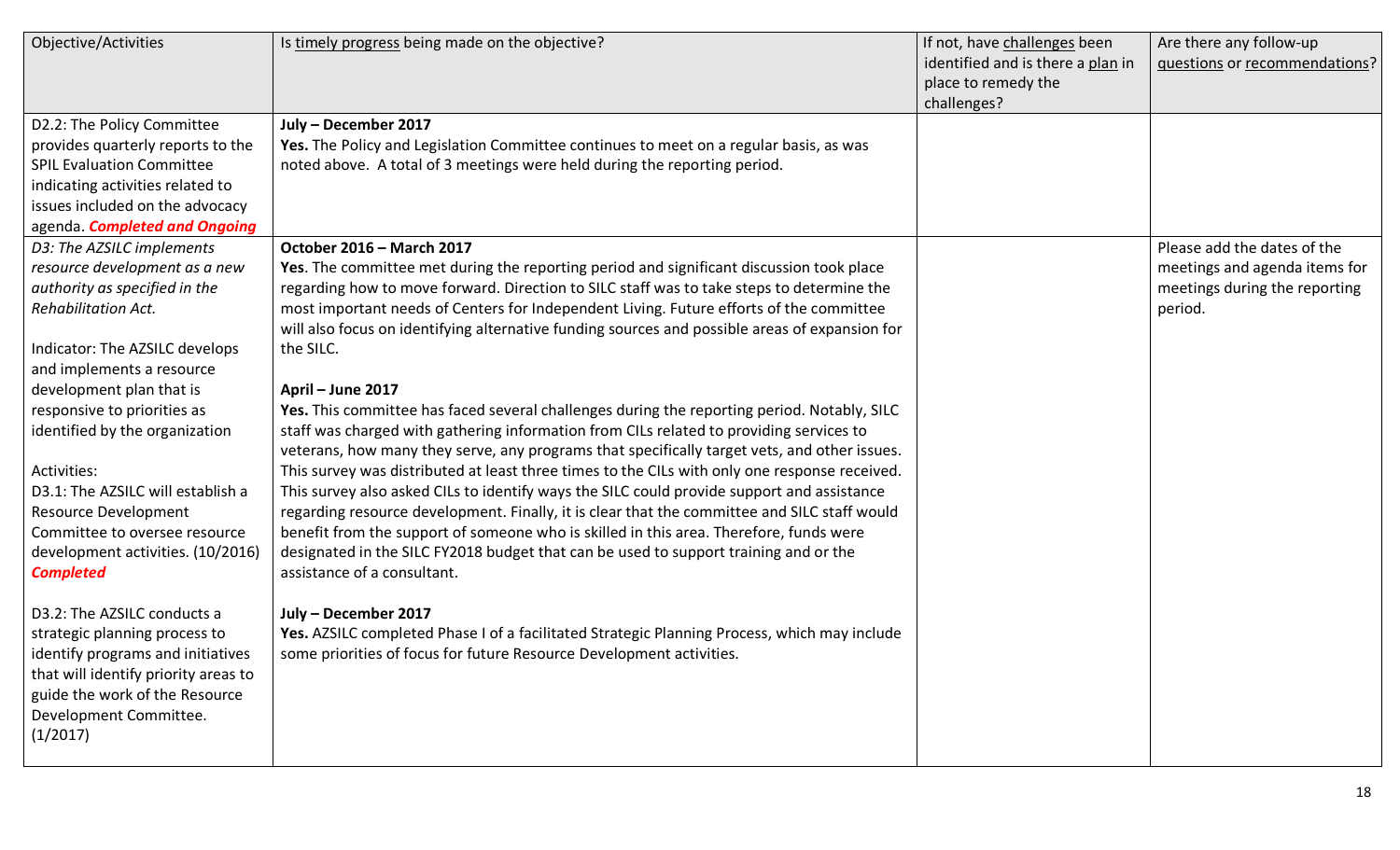| Objective/Activities | Is timely progress being made on the objective? | If not, have challenges been identified and is there a plan in place to remedy the challenges? | Are there any follow-up questions or recommendations? |
|---|---|---|---|
| D2.2: The Policy Committee provides quarterly reports to the SPIL Evaluation Committee indicating activities related to issues included on the advocacy agenda. ***Completed and Ongoing*** | **July – December 2017**<br>**Yes.** The Policy and Legislation Committee continues to meet on a regular basis, as was noted above. A total of 3 meetings were held during the reporting period. | | |
| *D3: The AZSILC implements resource development as a new authority as specified in the Rehabilitation Act.*<br><br>Indicator: The AZSILC develops and implements a resource development plan that is responsive to priorities as identified by the organization<br><br>Activities:<br>D3.1: The AZSILC will establish a Resource Development Committee to oversee resource development activities. (10/2016) ***Completed***<br><br>D3.2: The AZSILC conducts a strategic planning process to identify programs and initiatives that will identify priority areas to guide the work of the Resource Development Committee. (1/2017) | **October 2016 – March 2017**<br>**Yes**. The committee met during the reporting period and significant discussion took place regarding how to move forward. Direction to SILC staff was to take steps to determine the most important needs of Centers for Independent Living. Future efforts of the committee will also focus on identifying alternative funding sources and possible areas of expansion for the SILC.<br><br>**April – June 2017**<br>**Yes.** This committee has faced several challenges during the reporting period. Notably, SILC staff was charged with gathering information from CILs related to providing services to veterans, how many they serve, any programs that specifically target vets, and other issues. This survey was distributed at least three times to the CILs with only one response received. This survey also asked CILs to identify ways the SILC could provide support and assistance regarding resource development. Finally, it is clear that the committee and SILC staff would benefit from the support of someone who is skilled in this area. Therefore, funds were designated in the SILC FY2018 budget that can be used to support training and or the assistance of a consultant.<br><br>**July – December 2017**<br>**Yes.** AZSILC completed Phase I of a facilitated Strategic Planning Process, which may include some priorities of focus for future Resource Development activities. | | Please add the dates of the meetings and agenda items for meetings during the reporting period. |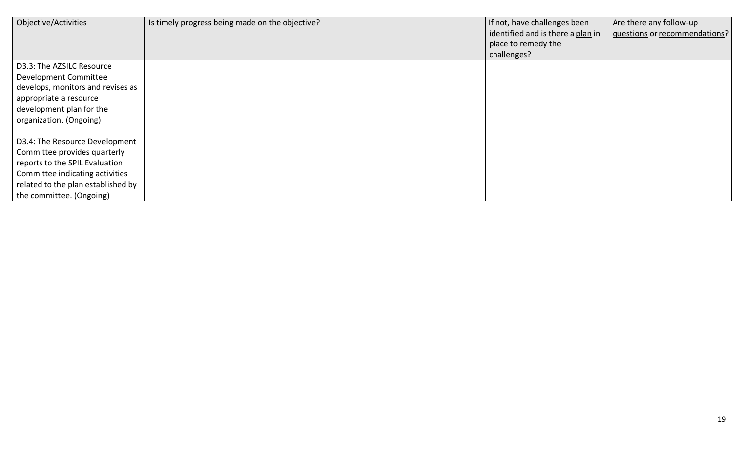| Objective/Activities | Is timely progress being made on the objective? | If not, have challenges been identified and is there a plan in place to remedy the challenges? | Are there any follow-up questions or recommendations? |
|---|---|---|---|
| D3.3: The AZSILC Resource Development Committee develops, monitors and revises as appropriate a resource development plan for the organization. (Ongoing)<br><br>D3.4: The Resource Development Committee provides quarterly reports to the SPIL Evaluation Committee indicating activities related to the plan established by the committee. (Ongoing) | | | |